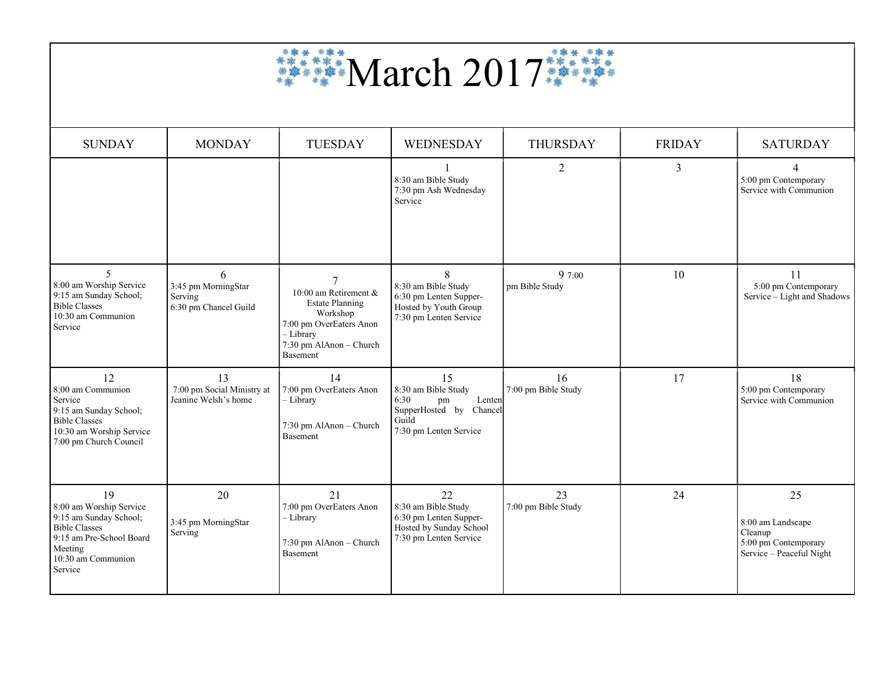# March 2017

| SUNDAY | MONDAY | TUESDAY | WEDNESDAY | THURSDAY | FRIDAY | SATURDAY |
|---|---|---|---|---|---|---|
| | | | 1<br>8:30 am Bible Study<br>7:30 pm Ash Wednesday Service | 2 | 3 | 4<br>5:00 pm Contemporary Service with Communion |
| 5<br>8:00 am Worship Service<br>9:15 am Sunday School; Bible Classes<br>10:30 am Communion Service | 6<br>3:45 pm MorningStar Serving<br>6:30 pm Chancel Guild | 7<br>10:00 am Retirement & Estate Planning Workshop<br>7:00 pm OverEaters Anon – Library<br>7:30 pm AlAnon – Church Basement | 8<br>8:30 am Bible Study<br>6:30 pm Lenten Supper-Hosted by Youth Group<br>7:30 pm Lenten Service | 9 7:00 pm Bible Study | 10 | 11<br>5:00 pm Contemporary Service – Light and Shadows |
| 12<br>8:00 am Communion Service<br>9:15 am Sunday School; Bible Classes<br>10:30 am Worship Service<br>7:00 pm Church Council | 13<br>7:00 pm Social Ministry at Jeanine Welsh's home | 14<br>7:00 pm OverEaters Anon – Library<br>7:30 pm AlAnon – Church Basement | 15<br>8:30 am Bible Study<br>6:30 pm Lenten SupperHosted by Chancel Guild<br>7:30 pm Lenten Service | 16<br>7:00 pm Bible Study | 17 | 18<br>5:00 pm Contemporary Service with Communion |
| 19<br>8:00 am Worship Service<br>9:15 am Sunday School; Bible Classes<br>9:15 am Pre-School Board Meeting<br>10:30 am Communion Service | 20<br>3:45 pm MorningStar Serving | 21<br>7:00 pm OverEaters Anon – Library<br>7:30 pm AlAnon – Church Basement | 22<br>8:30 am Bible Study<br>6:30 pm Lenten Supper-Hosted by Sunday School<br>7:30 pm Lenten Service | 23<br>7:00 pm Bible Study | 24 | 25<br>8:00 am Landscape Cleanup<br>5:00 pm Contemporary Service – Peaceful Night |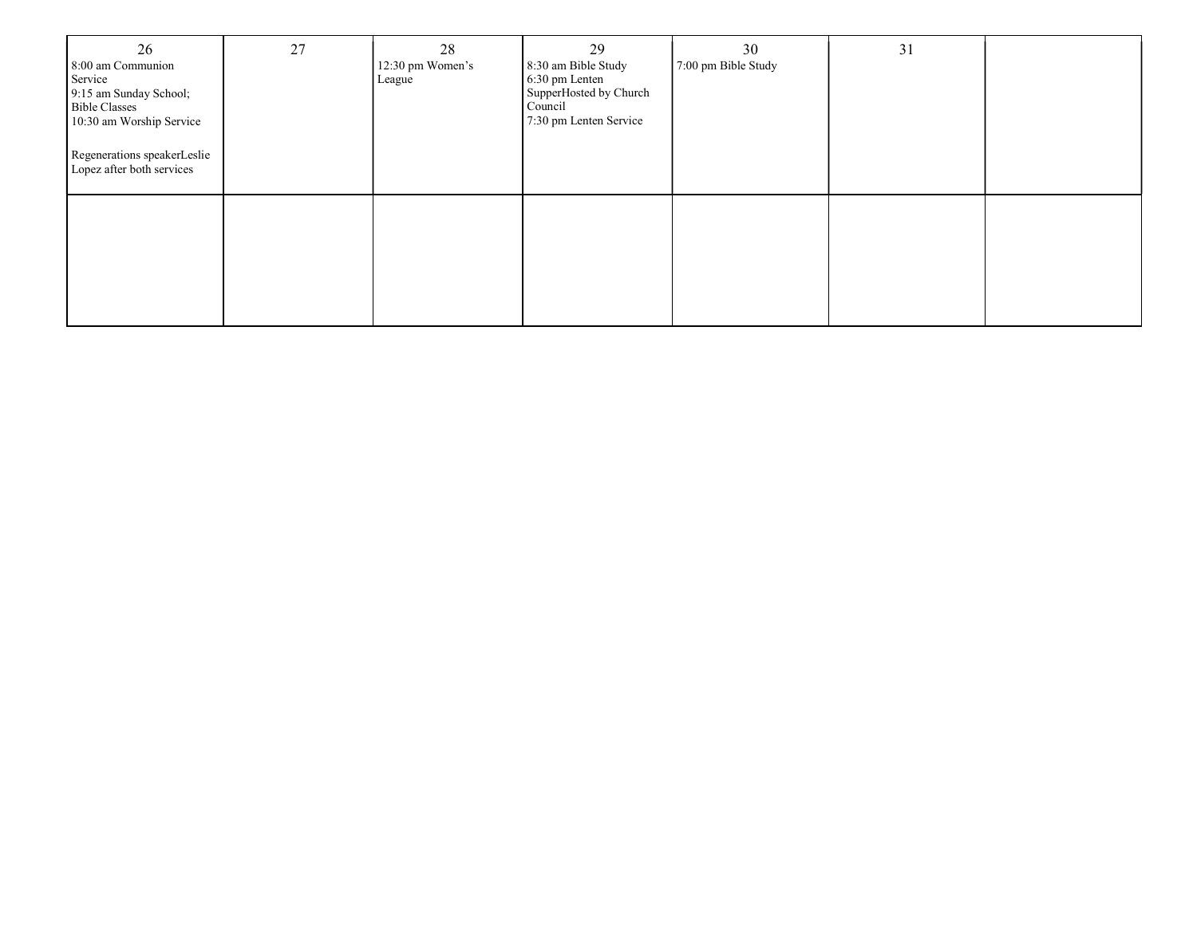| | | | | | | |
|---|---|---|---|---|---|---|
| 26<br>8:00 am Communion Service<br>9:15 am Sunday School; Bible Classes<br>10:30 am Worship Service<br><br>Regenerations speakerLeslie Lopez after both services | 27 | 28<br>12:30 pm Women's League | 29<br>8:30 am Bible Study<br>6:30 pm Lenten SupperHosted by Church Council<br>7:30 pm Lenten Service | 30<br>7:00 pm Bible Study | 31 | |
| | | | | | | |